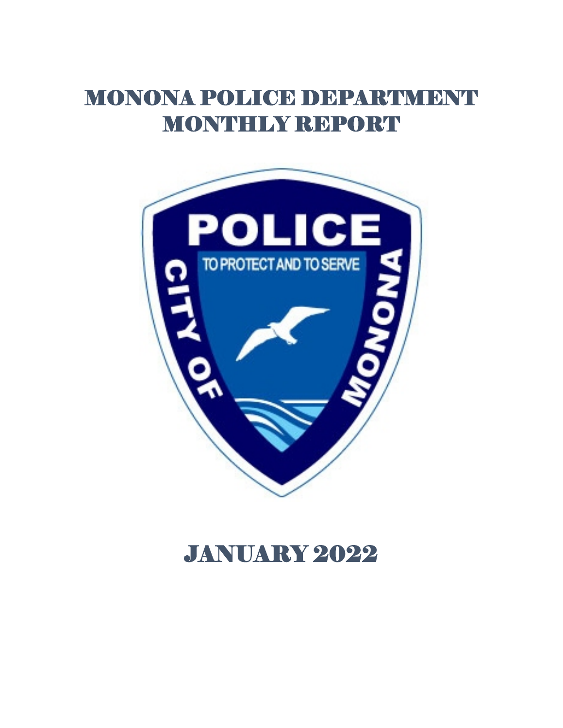# MONONA POLICE DEPARTMENT MONTHLY REPORT

# JANUARY 2022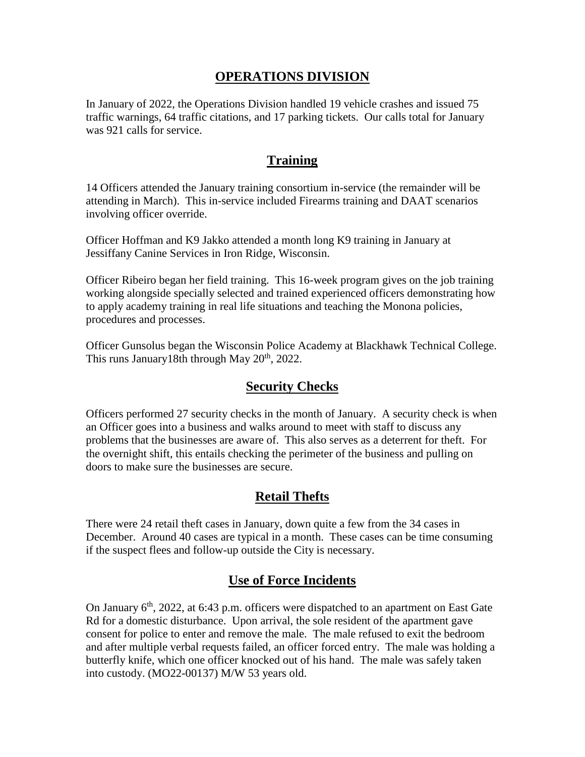## OPERATIONS DIVISION

In January of 2022, the Operations Division handled 19 vehicle crashes and issued 75 traffic warnings, 64 traffic citations, and 17 parking tickets. Our calls total for January was 921 calls for service.

## Training

14 Officers attended the January training consortium in-service (the remainder will be attending in March). This in-service included Firearms training and DAAT scenarios involving officer override.

Officer Hoffman and K9 Jakko attended a month long K9 training in January at Jessiffany Canine Services in Iron Ridge, Wisconsin.

Officer Ribeiro began her field training. This 16-week program gives on the job training working alongside specially selected and trained experienced officers demonstrating how to apply academy training in real life situations and teaching the Monona policies, procedures and processes.

Officer Gunsolus began the Wisconsin Police Academy at Blackhawk Technical College. This runs January18th through May 20th, 2022.

## Security Checks

Officers performed 27 security checks in the month of January. A security check is when an Officer goes into a business and walks around to meet with staff to discuss any problems that the businesses are aware of. This also serves as a deterrent for theft. For the overnight shift, this entails checking the perimeter of the business and pulling on doors to make sure the businesses are secure.

## Retail Thefts

There were 24 retail theft cases in January, down quite a few from the 34 cases in December. Around 40 cases are typical in a month. These cases can be time consuming if the suspect flees and follow-up outside the City is necessary.

## Use of Force Incidents

On January 6th, 2022, at 6:43 p.m. officers were dispatched to an apartment on East Gate Rd for a domestic disturbance. Upon arrival, the sole resident of the apartment gave consent for police to enter and remove the male. The male refused to exit the bedroom and after multiple verbal requests failed, an officer forced entry. The male was holding a butterfly knife, which one officer knocked out of his hand. The male was safely taken into custody. (MO22-00137) M/W 53 years old.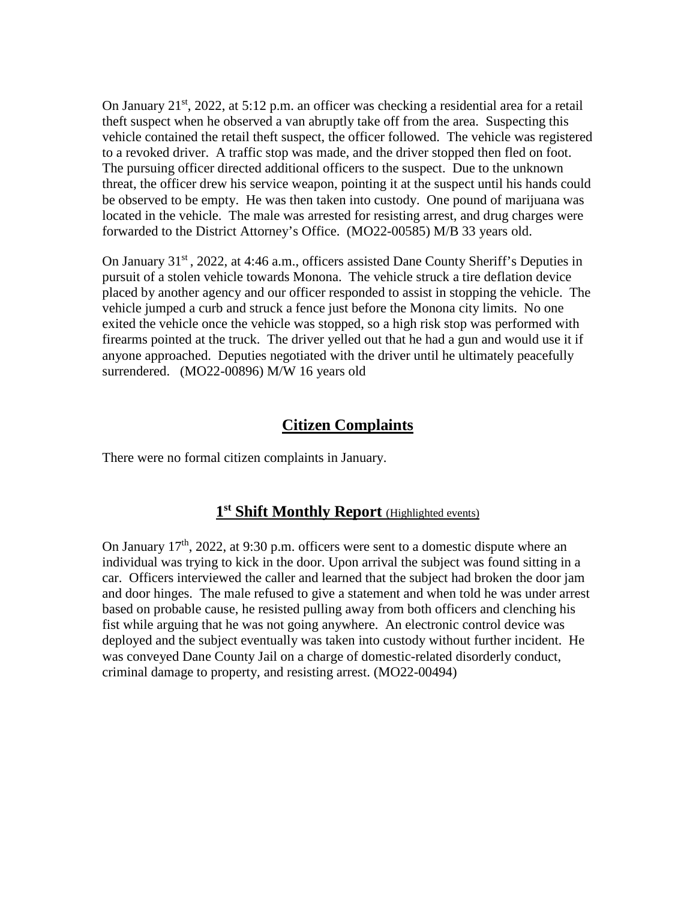On January 21st, 2022, at 5:12 p.m. an officer was checking a residential area for a retail theft suspect when he observed a van abruptly take off from the area. Suspecting this vehicle contained the retail theft suspect, the officer followed. The vehicle was registered to a revoked driver. A traffic stop was made, and the driver stopped then fled on foot. The pursuing officer directed additional officers to the suspect. Due to the unknown threat, the officer drew his service weapon, pointing it at the suspect until his hands could be observed to be empty. He was then taken into custody. One pound of marijuana was located in the vehicle. The male was arrested for resisting arrest, and drug charges were forwarded to the District Attorney's Office. (MO22-00585) M/B 33 years old.

On January 31st, 2022, at 4:46 a.m., officers assisted Dane County Sheriff's Deputies in pursuit of a stolen vehicle towards Monona. The vehicle struck a tire deflation device placed by another agency and our officer responded to assist in stopping the vehicle. The vehicle jumped a curb and struck a fence just before the Monona city limits. No one exited the vehicle once the vehicle was stopped, so a high risk stop was performed with firearms pointed at the truck. The driver yelled out that he had a gun and would use it if anyone approached. Deputies negotiated with the driver until he ultimately peacefully surrendered. (MO22-00896) M/W 16 years old

## Citizen Complaints

There were no formal citizen complaints in January.

## 1st Shift Monthly Report (Highlighted events)

On January 17th, 2022, at 9:30 p.m. officers were sent to a domestic dispute where an individual was trying to kick in the door. Upon arrival the subject was found sitting in a car. Officers interviewed the caller and learned that the subject had broken the door jam and door hinges. The male refused to give a statement and when told he was under arrest based on probable cause, he resisted pulling away from both officers and clenching his fist while arguing that he was not going anywhere. An electronic control device was deployed and the subject eventually was taken into custody without further incident. He was conveyed Dane County Jail on a charge of domestic-related disorderly conduct, criminal damage to property, and resisting arrest. (MO22-00494)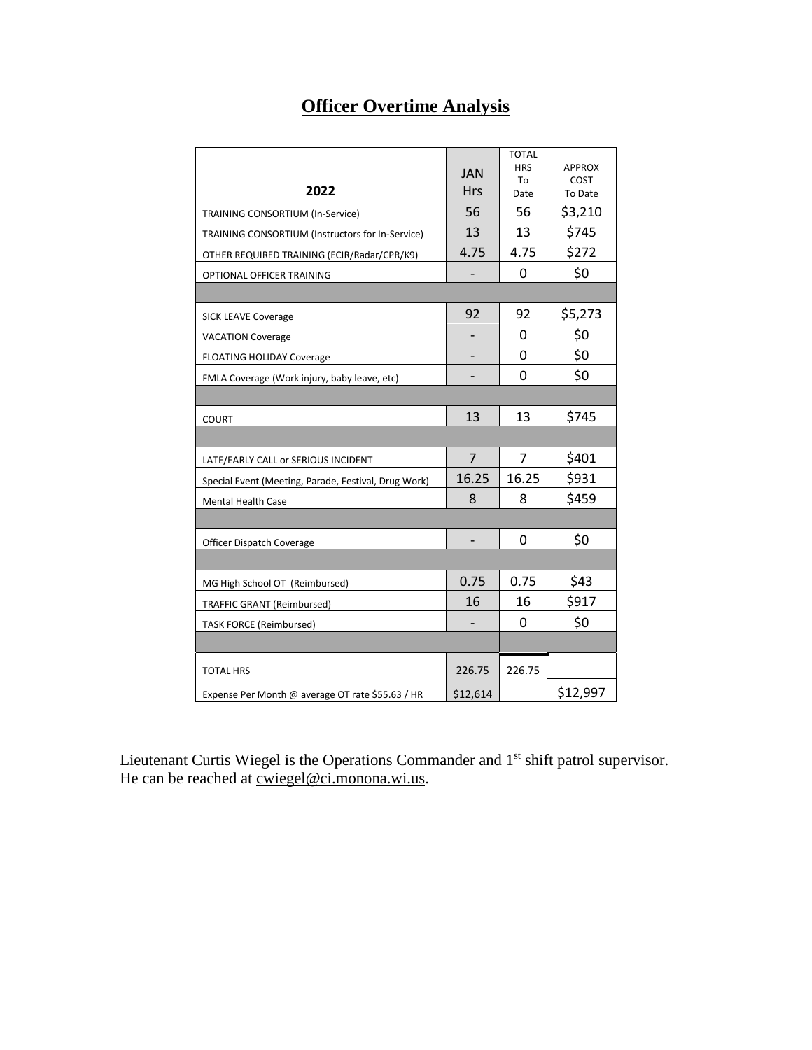# Officer Overtime Analysis

| 2022 | JAN Hrs | TOTAL HRS To Date | APPROX COST To Date |
|---|---|---|---|
| TRAINING CONSORTIUM (In-Service) | 56 | 56 | $3,210 |
| TRAINING CONSORTIUM (Instructors for In-Service) | 13 | 13 | $745 |
| OTHER REQUIRED TRAINING (ECIR/Radar/CPR/K9) | 4.75 | 4.75 | $272 |
| OPTIONAL OFFICER TRAINING | - | 0 | $0 |
| | | | |
| SICK LEAVE Coverage | 92 | 92 | $5,273 |
| VACATION Coverage | - | 0 | $0 |
| FLOATING HOLIDAY Coverage | - | 0 | $0 |
| FMLA Coverage (Work injury, baby leave, etc) | - | 0 | $0 |
| | | | |
| COURT | 13 | 13 | $745 |
| | | | |
| LATE/EARLY CALL or SERIOUS INCIDENT | 7 | 7 | $401 |
| Special Event (Meeting, Parade, Festival, Drug Work) | 16.25 | 16.25 | $931 |
| Mental Health Case | 8 | 8 | $459 |
| | | | |
| Officer Dispatch Coverage | - | 0 | $0 |
| | | | |
| MG High School OT (Reimbursed) | 0.75 | 0.75 | $43 |
| TRAFFIC GRANT (Reimbursed) | 16 | 16 | $917 |
| TASK FORCE (Reimbursed) | - | 0 | $0 |
| | | | |
| TOTAL HRS | 226.75 | 226.75 | |
| Expense Per Month @ average OT rate $55.63 / HR | $12,614 | | $12,997 |

Lieutenant Curtis Wiegel is the Operations Commander and 1st shift patrol supervisor. He can be reached at cwiegel@ci.monona.wi.us.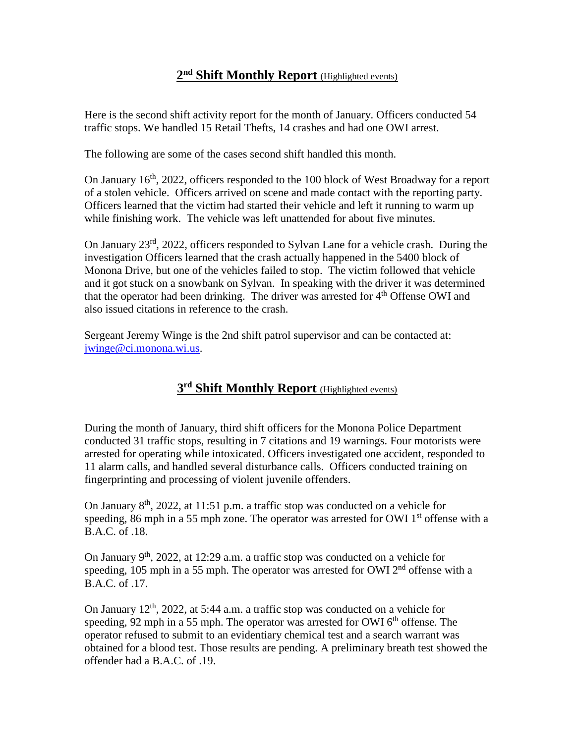## 2nd Shift Monthly Report (Highlighted events)

Here is the second shift activity report for the month of January. Officers conducted 54 traffic stops. We handled 15 Retail Thefts, 14 crashes and had one OWI arrest.

The following are some of the cases second shift handled this month.

On January 16th, 2022, officers responded to the 100 block of West Broadway for a report of a stolen vehicle. Officers arrived on scene and made contact with the reporting party. Officers learned that the victim had started their vehicle and left it running to warm up while finishing work. The vehicle was left unattended for about five minutes.

On January 23rd, 2022, officers responded to Sylvan Lane for a vehicle crash. During the investigation Officers learned that the crash actually happened in the 5400 block of Monona Drive, but one of the vehicles failed to stop. The victim followed that vehicle and it got stuck on a snowbank on Sylvan. In speaking with the driver it was determined that the operator had been drinking. The driver was arrested for 4th Offense OWI and also issued citations in reference to the crash.

Sergeant Jeremy Winge is the 2nd shift patrol supervisor and can be contacted at: [jwinge@ci.monona.wi.us](mailto:jwinge@ci.monona.wi.us).

## 3rd Shift Monthly Report (Highlighted events)

During the month of January, third shift officers for the Monona Police Department conducted 31 traffic stops, resulting in 7 citations and 19 warnings. Four motorists were arrested for operating while intoxicated. Officers investigated one accident, responded to 11 alarm calls, and handled several disturbance calls. Officers conducted training on fingerprinting and processing of violent juvenile offenders.

On January 8th, 2022, at 11:51 p.m. a traffic stop was conducted on a vehicle for speeding, 86 mph in a 55 mph zone. The operator was arrested for OWI 1st offense with a B.A.C. of .18.

On January 9th, 2022, at 12:29 a.m. a traffic stop was conducted on a vehicle for speeding, 105 mph in a 55 mph. The operator was arrested for OWI 2nd offense with a B.A.C. of .17.

On January 12th, 2022, at 5:44 a.m. a traffic stop was conducted on a vehicle for speeding, 92 mph in a 55 mph. The operator was arrested for OWI 6th offense. The operator refused to submit to an evidentiary chemical test and a search warrant was obtained for a blood test. Those results are pending. A preliminary breath test showed the offender had a B.A.C. of .19.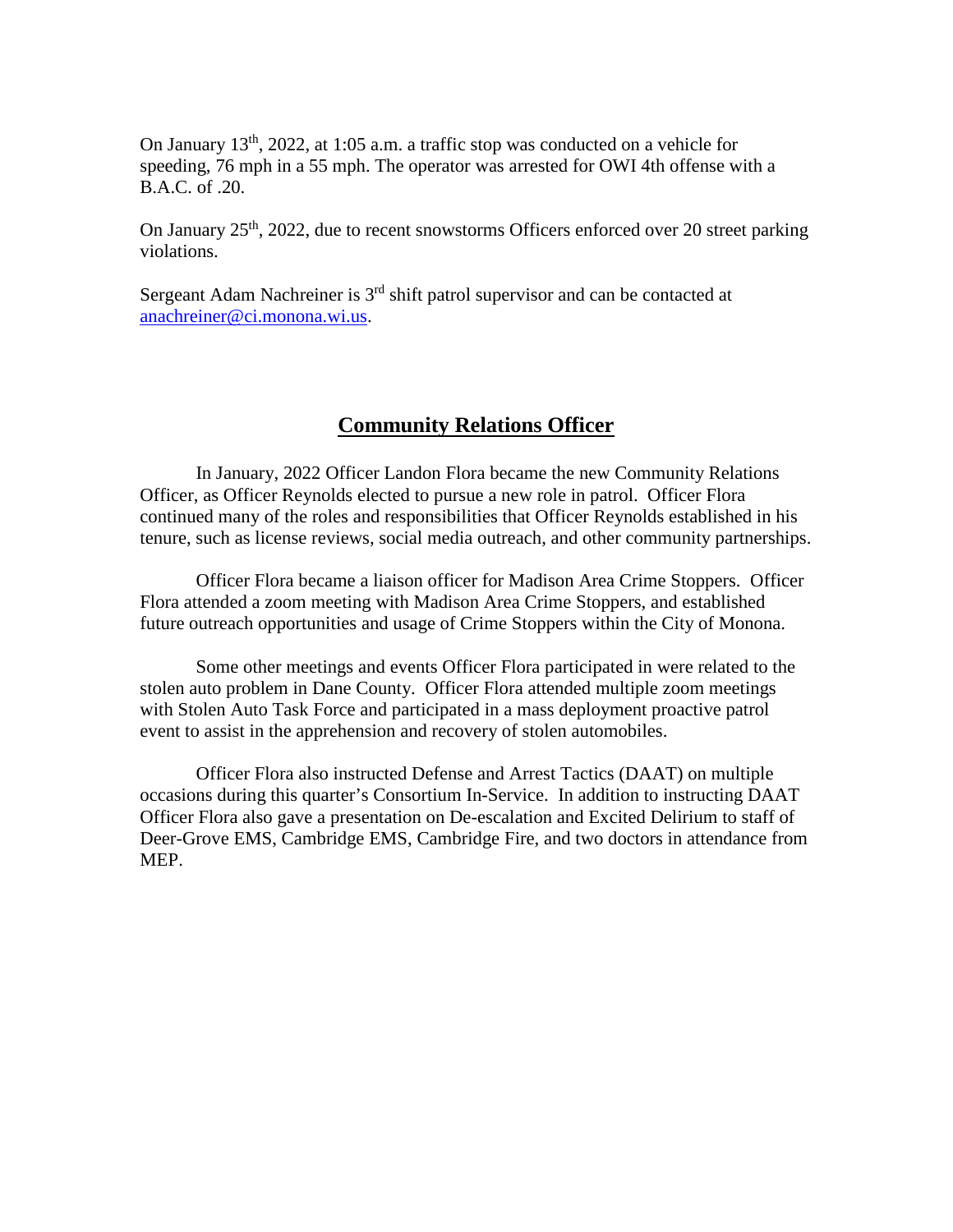On January 13th, 2022, at 1:05 a.m. a traffic stop was conducted on a vehicle for speeding, 76 mph in a 55 mph. The operator was arrested for OWI 4th offense with a B.A.C. of .20.

On January 25th, 2022, due to recent snowstorms Officers enforced over 20 street parking violations.

Sergeant Adam Nachreiner is 3rd shift patrol supervisor and can be contacted at anachreiner@ci.monona.wi.us.

## Community Relations Officer

In January, 2022 Officer Landon Flora became the new Community Relations Officer, as Officer Reynolds elected to pursue a new role in patrol. Officer Flora continued many of the roles and responsibilities that Officer Reynolds established in his tenure, such as license reviews, social media outreach, and other community partnerships.

Officer Flora became a liaison officer for Madison Area Crime Stoppers. Officer Flora attended a zoom meeting with Madison Area Crime Stoppers, and established future outreach opportunities and usage of Crime Stoppers within the City of Monona.

Some other meetings and events Officer Flora participated in were related to the stolen auto problem in Dane County. Officer Flora attended multiple zoom meetings with Stolen Auto Task Force and participated in a mass deployment proactive patrol event to assist in the apprehension and recovery of stolen automobiles.

Officer Flora also instructed Defense and Arrest Tactics (DAAT) on multiple occasions during this quarter's Consortium In-Service. In addition to instructing DAAT Officer Flora also gave a presentation on De-escalation and Excited Delirium to staff of Deer-Grove EMS, Cambridge EMS, Cambridge Fire, and two doctors in attendance from MEP.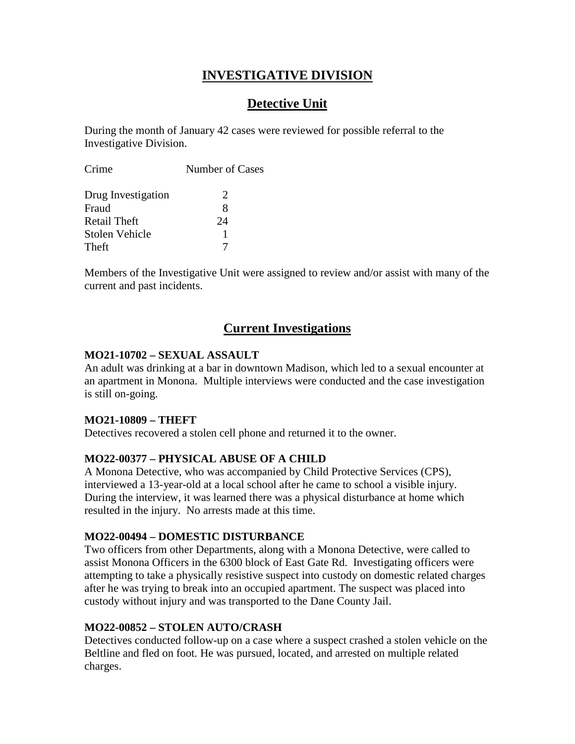# INVESTIGATIVE DIVISION

## Detective Unit

During the month of January 42 cases were reviewed for possible referral to the Investigative Division.

| Crime | Number of Cases |
|---|---|
| Drug Investigation | 2 |
| Fraud | 8 |
| Retail Theft | 24 |
| Stolen Vehicle | 1 |
| Theft | 7 |

Members of the Investigative Unit were assigned to review and/or assist with many of the current and past incidents.

## Current Investigations

**MO21-10702 – SEXUAL ASSAULT**

An adult was drinking at a bar in downtown Madison, which led to a sexual encounter at an apartment in Monona. Multiple interviews were conducted and the case investigation is still on-going.

**MO21-10809 – THEFT**

Detectives recovered a stolen cell phone and returned it to the owner.

**MO22-00377 – PHYSICAL ABUSE OF A CHILD**

A Monona Detective, who was accompanied by Child Protective Services (CPS), interviewed a 13-year-old at a local school after he came to school a visible injury. During the interview, it was learned there was a physical disturbance at home which resulted in the injury. No arrests made at this time.

**MO22-00494 – DOMESTIC DISTURBANCE**

Two officers from other Departments, along with a Monona Detective, were called to assist Monona Officers in the 6300 block of East Gate Rd. Investigating officers were attempting to take a physically resistive suspect into custody on domestic related charges after he was trying to break into an occupied apartment. The suspect was placed into custody without injury and was transported to the Dane County Jail.

**MO22-00852 – STOLEN AUTO/CRASH**

Detectives conducted follow-up on a case where a suspect crashed a stolen vehicle on the Beltline and fled on foot. He was pursued, located, and arrested on multiple related charges.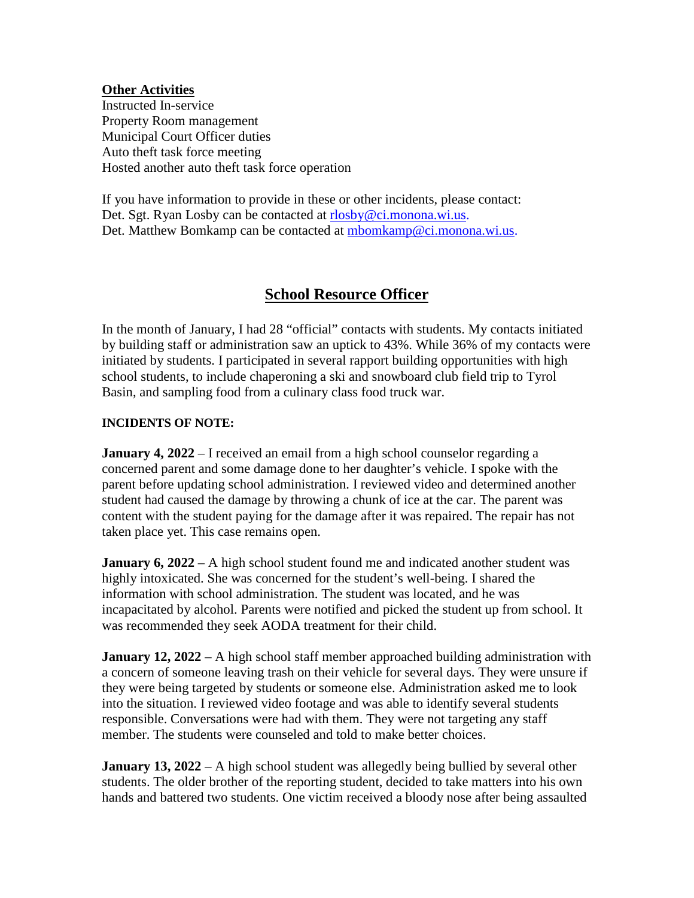**Other Activities**

Instructed In-service
Property Room management
Municipal Court Officer duties
Auto theft task force meeting
Hosted another auto theft task force operation

If you have information to provide in these or other incidents, please contact:
Det. Sgt. Ryan Losby can be contacted at rlosby@ci.monona.wi.us.
Det. Matthew Bomkamp can be contacted at mbomkamp@ci.monona.wi.us.

## School Resource Officer

In the month of January, I had 28 "official" contacts with students. My contacts initiated by building staff or administration saw an uptick to 43%. While 36% of my contacts were initiated by students. I participated in several rapport building opportunities with high school students, to include chaperoning a ski and snowboard club field trip to Tyrol Basin, and sampling food from a culinary class food truck war.

**INCIDENTS OF NOTE:**

**January 4, 2022** – I received an email from a high school counselor regarding a concerned parent and some damage done to her daughter's vehicle. I spoke with the parent before updating school administration. I reviewed video and determined another student had caused the damage by throwing a chunk of ice at the car. The parent was content with the student paying for the damage after it was repaired. The repair has not taken place yet. This case remains open.

**January 6, 2022** – A high school student found me and indicated another student was highly intoxicated. She was concerned for the student's well-being. I shared the information with school administration. The student was located, and he was incapacitated by alcohol. Parents were notified and picked the student up from school. It was recommended they seek AODA treatment for their child.

**January 12, 2022** – A high school staff member approached building administration with a concern of someone leaving trash on their vehicle for several days. They were unsure if they were being targeted by students or someone else. Administration asked me to look into the situation. I reviewed video footage and was able to identify several students responsible. Conversations were had with them. They were not targeting any staff member. The students were counseled and told to make better choices.

**January 13, 2022** – A high school student was allegedly being bullied by several other students. The older brother of the reporting student, decided to take matters into his own hands and battered two students. One victim received a bloody nose after being assaulted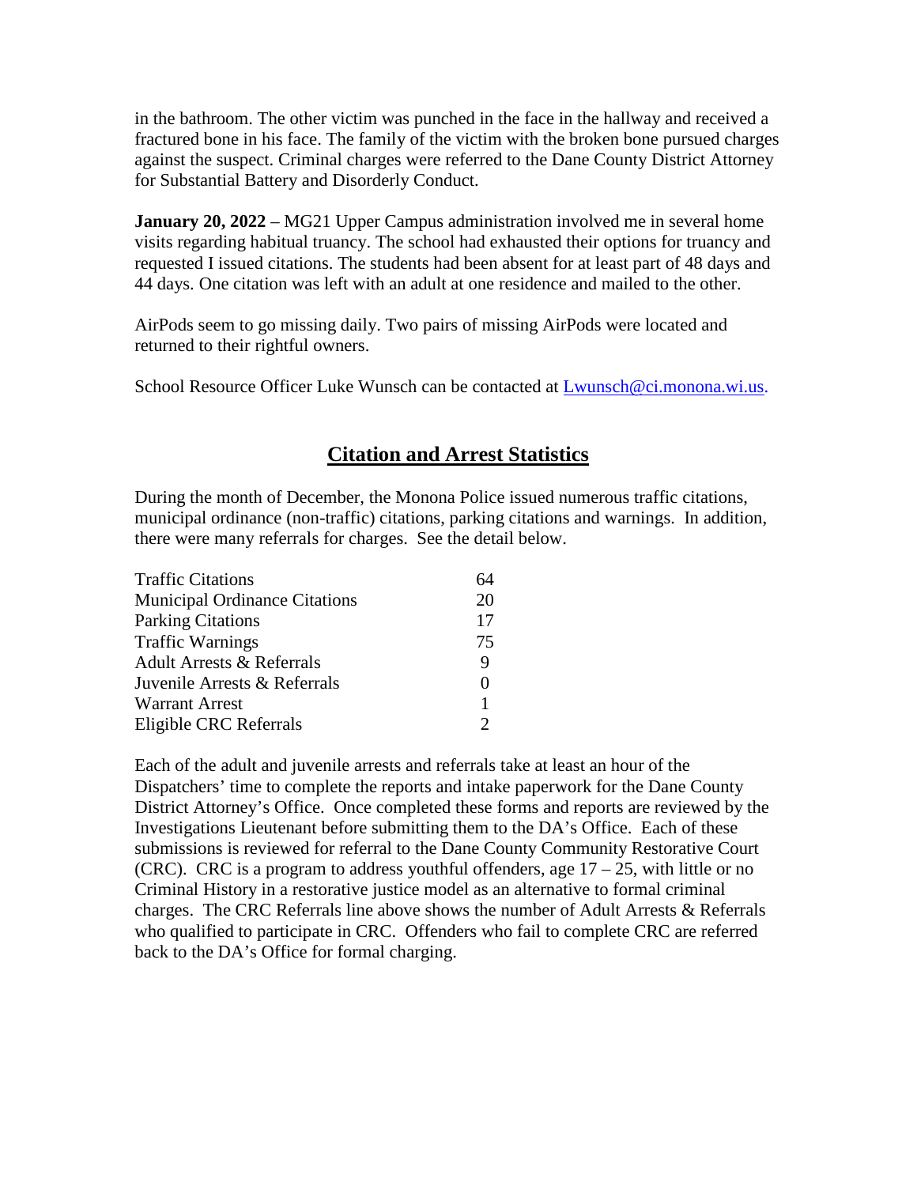in the bathroom. The other victim was punched in the face in the hallway and received a fractured bone in his face. The family of the victim with the broken bone pursued charges against the suspect. Criminal charges were referred to the Dane County District Attorney for Substantial Battery and Disorderly Conduct.

**January 20, 2022** – MG21 Upper Campus administration involved me in several home visits regarding habitual truancy. The school had exhausted their options for truancy and requested I issued citations. The students had been absent for at least part of 48 days and 44 days. One citation was left with an adult at one residence and mailed to the other.

AirPods seem to go missing daily. Two pairs of missing AirPods were located and returned to their rightful owners.

School Resource Officer Luke Wunsch can be contacted at [Lwunsch@ci.monona.wi.us](mailto:Lwunsch@ci.monona.wi.us).

## Citation and Arrest Statistics

During the month of December, the Monona Police issued numerous traffic citations, municipal ordinance (non-traffic) citations, parking citations and warnings. In addition, there were many referrals for charges. See the detail below.

| Category | Count |
|---|---|
| Traffic Citations | 64 |
| Municipal Ordinance Citations | 20 |
| Parking Citations | 17 |
| Traffic Warnings | 75 |
| Adult Arrests & Referrals | 9 |
| Juvenile Arrests & Referrals | 0 |
| Warrant Arrest | 1 |
| Eligible CRC Referrals | 2 |

Each of the adult and juvenile arrests and referrals take at least an hour of the Dispatchers' time to complete the reports and intake paperwork for the Dane County District Attorney's Office. Once completed these forms and reports are reviewed by the Investigations Lieutenant before submitting them to the DA's Office. Each of these submissions is reviewed for referral to the Dane County Community Restorative Court (CRC). CRC is a program to address youthful offenders, age 17 – 25, with little or no Criminal History in a restorative justice model as an alternative to formal criminal charges. The CRC Referrals line above shows the number of Adult Arrests & Referrals who qualified to participate in CRC. Offenders who fail to complete CRC are referred back to the DA's Office for formal charging.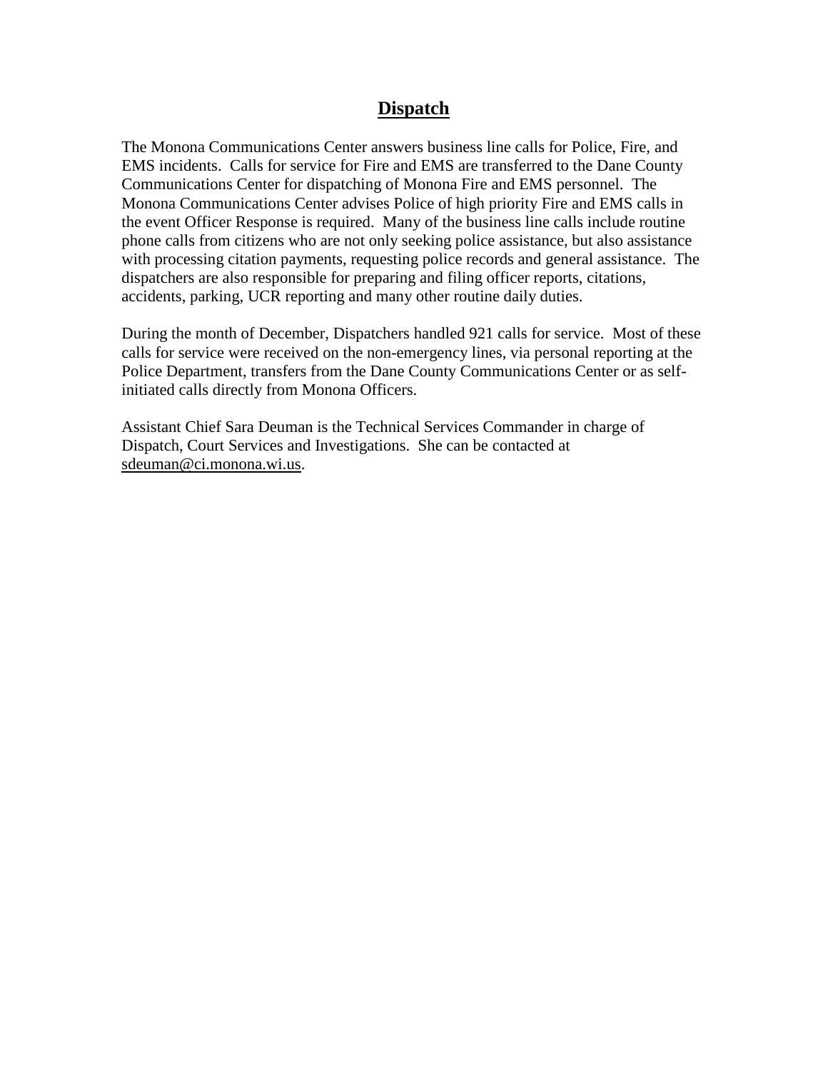# Dispatch

The Monona Communications Center answers business line calls for Police, Fire, and EMS incidents. Calls for service for Fire and EMS are transferred to the Dane County Communications Center for dispatching of Monona Fire and EMS personnel. The Monona Communications Center advises Police of high priority Fire and EMS calls in the event Officer Response is required. Many of the business line calls include routine phone calls from citizens who are not only seeking police assistance, but also assistance with processing citation payments, requesting police records and general assistance. The dispatchers are also responsible for preparing and filing officer reports, citations, accidents, parking, UCR reporting and many other routine daily duties.

During the month of December, Dispatchers handled 921 calls for service. Most of these calls for service were received on the non-emergency lines, via personal reporting at the Police Department, transfers from the Dane County Communications Center or as self-initiated calls directly from Monona Officers.

Assistant Chief Sara Deuman is the Technical Services Commander in charge of Dispatch, Court Services and Investigations. She can be contacted at sdeuman@ci.monona.wi.us.